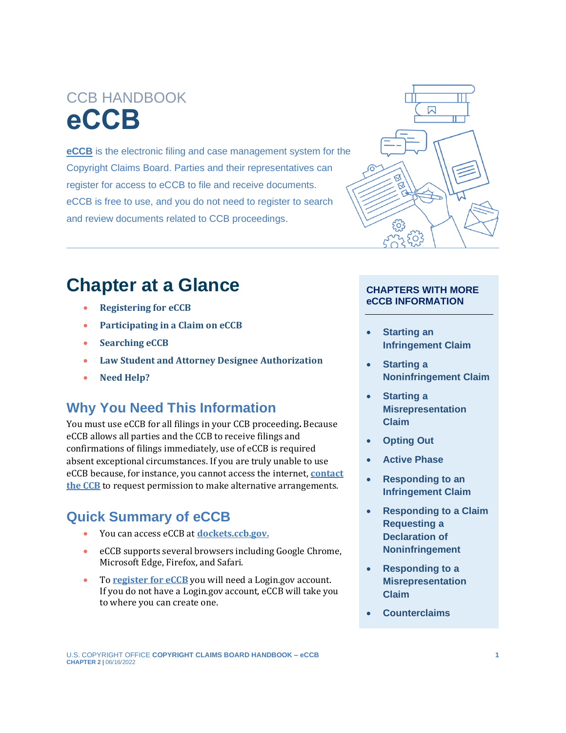CCB HANDBOOK

# eCCB

**eCCB** is the electronic filing and case management system for the Copyright Claims Board. Parties and their representatives can register for access to eCCB to file and receive documents. eCCB is free to use, and you do not need to register to search and review documents related to CCB proceedings.

## Chapter at a Glance

- **Registering for eCCB**
- **Participating in a Claim on eCCB**
- **Searching eCCB**
- **Law Student and Attorney Designee Authorization**
- **Need Help?**

### Why You Need This Information

You must use eCCB for all filings in your CCB proceeding**.** Because eCCB allows all parties and the CCB to receive filings and confirmations of filings immediately, use of eCCB is required absent exceptional circumstances. If you are truly unable to use eCCB because, for instance, you cannot access the internet, **contact the CCB** to request permission to make alternative arrangements.

### Quick Summary of eCCB

- You can access eCCB at **dockets.ccb.gov.**
- eCCB supports several browsers including Google Chrome, Microsoft Edge, Firefox, and Safari.
- To **register for eCCB** you will need a Login.gov account. If you do not have a Login.gov account, eCCB will take you to where you can create one.

**CHAPTERS WITH MORE eCCB INFORMATION**

- **Starting an Infringement Claim**
- **Starting a Noninfringement Claim**
- **Starting a Misrepresentation Claim**
- **Opting Out**
- **Active Phase**
- **Responding to an Infringement Claim**
- **Responding to a Claim Requesting a Declaration of Noninfringement**
- **Responding to a Misrepresentation Claim**
- **Counterclaims**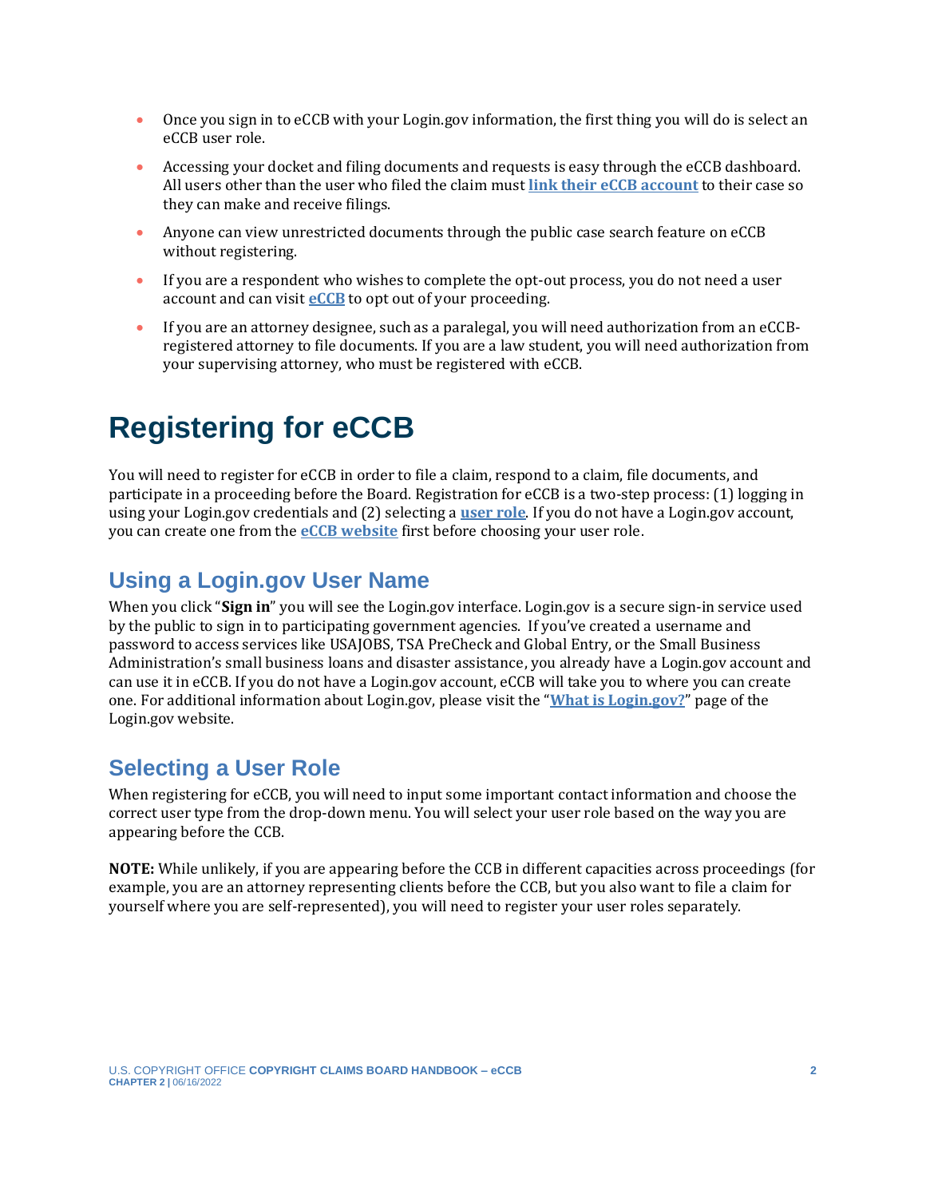- Once you sign in to eCCB with your Login.gov information, the first thing you will do is select an eCCB user role.
- Accessing your docket and filing documents and requests is easy through the eCCB dashboard. All users other than the user who filed the claim must **link their eCCB account** to their case so they can make and receive filings.
- Anyone can view unrestricted documents through the public case search feature on eCCB without registering.
- If you are a respondent who wishes to complete the opt-out process, you do not need a user account and can visit **eCCB** to opt out of your proceeding.
- If you are an attorney designee, such as a paralegal, you will need authorization from an eCCB-registered attorney to file documents. If you are a law student, you will need authorization from your supervising attorney, who must be registered with eCCB.

# Registering for eCCB

You will need to register for eCCB in order to file a claim, respond to a claim, file documents, and participate in a proceeding before the Board. Registration for eCCB is a two-step process: (1) logging in using your Login.gov credentials and (2) selecting a **user role**. If you do not have a Login.gov account, you can create one from the **eCCB website** first before choosing your user role.

## Using a Login.gov User Name

When you click "**Sign in**" you will see the Login.gov interface. Login.gov is a secure sign-in service used by the public to sign in to participating government agencies. If you've created a username and password to access services like USAJOBS, TSA PreCheck and Global Entry, or the Small Business Administration's small business loans and disaster assistance, you already have a Login.gov account and can use it in eCCB. If you do not have a Login.gov account, eCCB will take you to where you can create one. For additional information about Login.gov, please visit the "**What is Login.gov?**" page of the Login.gov website.

## Selecting a User Role

When registering for eCCB, you will need to input some important contact information and choose the correct user type from the drop-down menu. You will select your user role based on the way you are appearing before the CCB.

**NOTE:** While unlikely, if you are appearing before the CCB in different capacities across proceedings (for example, you are an attorney representing clients before the CCB, but you also want to file a claim for yourself where you are self-represented), you will need to register your user roles separately.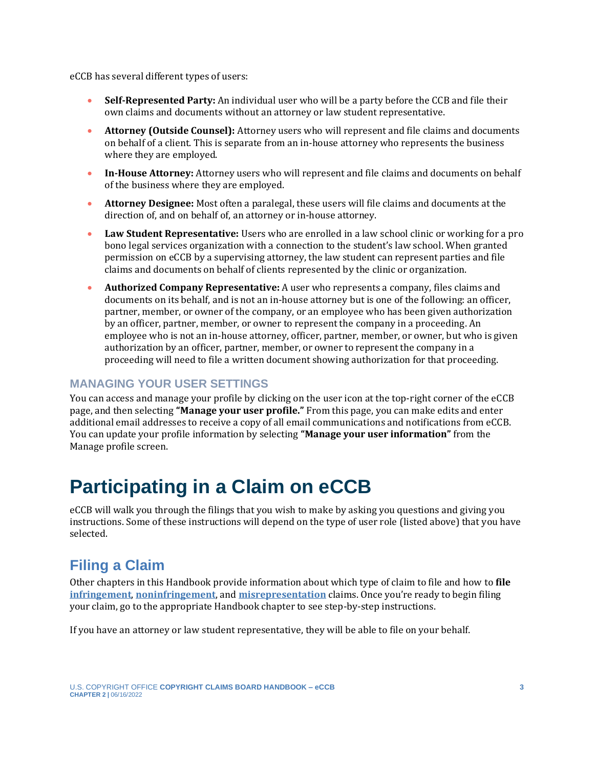eCCB has several different types of users:

- **Self-Represented Party:** An individual user who will be a party before the CCB and file their own claims and documents without an attorney or law student representative.
- **Attorney (Outside Counsel):** Attorney users who will represent and file claims and documents on behalf of a client. This is separate from an in-house attorney who represents the business where they are employed.
- **In-House Attorney:** Attorney users who will represent and file claims and documents on behalf of the business where they are employed.
- **Attorney Designee:** Most often a paralegal, these users will file claims and documents at the direction of, and on behalf of, an attorney or in-house attorney.
- **Law Student Representative:** Users who are enrolled in a law school clinic or working for a pro bono legal services organization with a connection to the student's law school. When granted permission on eCCB by a supervising attorney, the law student can represent parties and file claims and documents on behalf of clients represented by the clinic or organization.
- **Authorized Company Representative:** A user who represents a company, files claims and documents on its behalf, and is not an in-house attorney but is one of the following: an officer, partner, member, or owner of the company, or an employee who has been given authorization by an officer, partner, member, or owner to represent the company in a proceeding. An employee who is not an in-house attorney, officer, partner, member, or owner, but who is given authorization by an officer, partner, member, or owner to represent the company in a proceeding will need to file a written document showing authorization for that proceeding.

### MANAGING YOUR USER SETTINGS

You can access and manage your profile by clicking on the user icon at the top-right corner of the eCCB page, and then selecting **"Manage your user profile."** From this page, you can make edits and enter additional email addresses to receive a copy of all email communications and notifications from eCCB. You can update your profile information by selecting **"Manage your user information"** from the Manage profile screen.

# Participating in a Claim on eCCB

eCCB will walk you through the filings that you wish to make by asking you questions and giving you instructions. Some of these instructions will depend on the type of user role (listed above) that you have selected.

## Filing a Claim

Other chapters in this Handbook provide information about which type of claim to file and how to **file infringement**, **noninfringement**, and **misrepresentation** claims. Once you're ready to begin filing your claim, go to the appropriate Handbook chapter to see step-by-step instructions.

If you have an attorney or law student representative, they will be able to file on your behalf.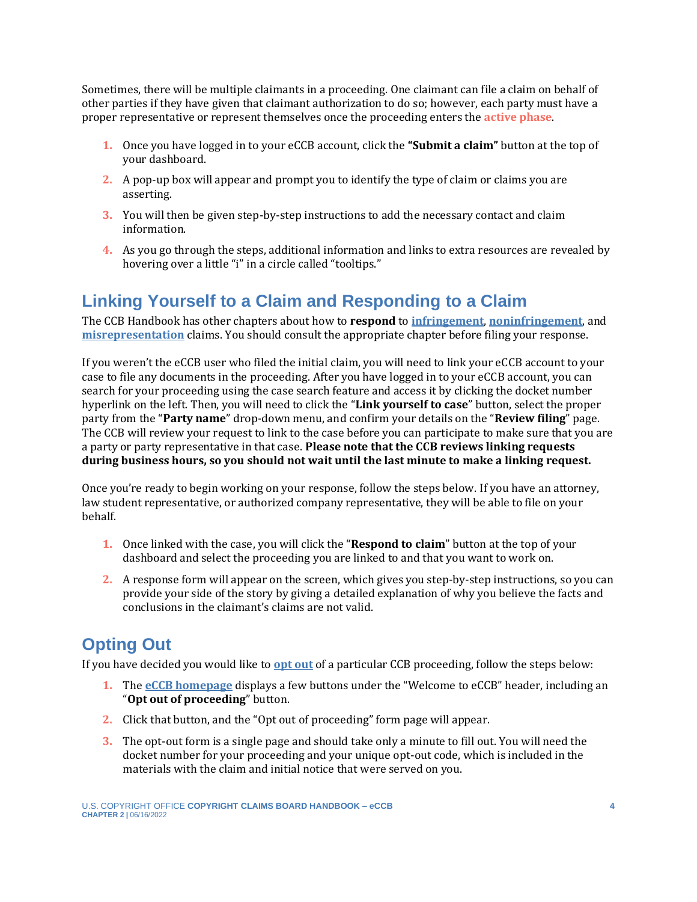Sometimes, there will be multiple claimants in a proceeding. One claimant can file a claim on behalf of other parties if they have given that claimant authorization to do so; however, each party must have a proper representative or represent themselves once the proceeding enters the **active phase**.

1. Once you have logged in to your eCCB account, click the **"Submit a claim"** button at the top of your dashboard.
2. A pop-up box will appear and prompt you to identify the type of claim or claims you are asserting.
3. You will then be given step-by-step instructions to add the necessary contact and claim information.
4. As you go through the steps, additional information and links to extra resources are revealed by hovering over a little "i" in a circle called "tooltips."

## Linking Yourself to a Claim and Responding to a Claim

The CCB Handbook has other chapters about how to **respond** to **infringement**, **noninfringement**, and **misrepresentation** claims. You should consult the appropriate chapter before filing your response.

If you weren't the eCCB user who filed the initial claim, you will need to link your eCCB account to your case to file any documents in the proceeding. After you have logged in to your eCCB account, you can search for your proceeding using the case search feature and access it by clicking the docket number hyperlink on the left. Then, you will need to click the "**Link yourself to case**" button, select the proper party from the "**Party name**" drop-down menu, and confirm your details on the "**Review filing**" page. The CCB will review your request to link to the case before you can participate to make sure that you are a party or party representative in that case. **Please note that the CCB reviews linking requests during business hours, so you should not wait until the last minute to make a linking request.**

Once you're ready to begin working on your response, follow the steps below. If you have an attorney, law student representative, or authorized company representative, they will be able to file on your behalf.

1. Once linked with the case, you will click the "**Respond to claim**" button at the top of your dashboard and select the proceeding you are linked to and that you want to work on.
2. A response form will appear on the screen, which gives you step-by-step instructions, so you can provide your side of the story by giving a detailed explanation of why you believe the facts and conclusions in the claimant's claims are not valid.

## Opting Out

If you have decided you would like to **opt out** of a particular CCB proceeding, follow the steps below:

1. The **eCCB homepage** displays a few buttons under the "Welcome to eCCB" header, including an "**Opt out of proceeding**" button.
2. Click that button, and the "Opt out of proceeding" form page will appear.
3. The opt-out form is a single page and should take only a minute to fill out. You will need the docket number for your proceeding and your unique opt-out code, which is included in the materials with the claim and initial notice that were served on you.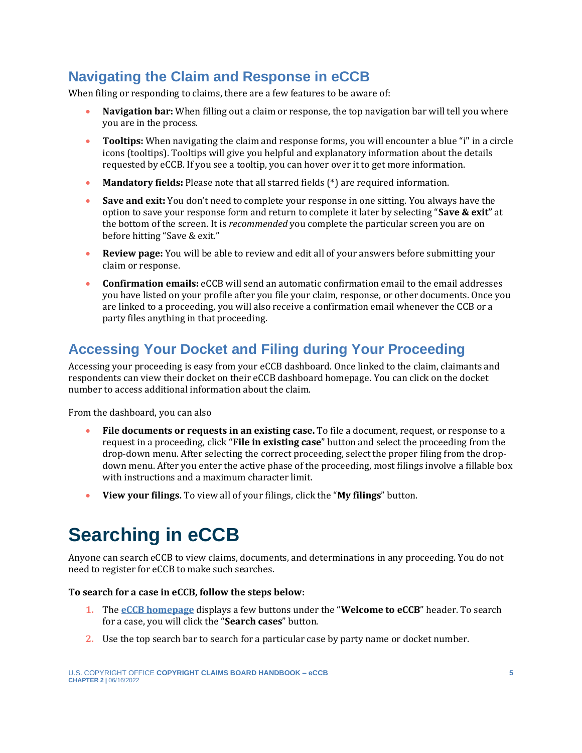## Navigating the Claim and Response in eCCB

When filing or responding to claims, there are a few features to be aware of:

- **Navigation bar:** When filling out a claim or response, the top navigation bar will tell you where you are in the process.
- **Tooltips:** When navigating the claim and response forms, you will encounter a blue "i" in a circle icons (tooltips). Tooltips will give you helpful and explanatory information about the details requested by eCCB. If you see a tooltip, you can hover over it to get more information.
- **Mandatory fields:** Please note that all starred fields (*) are required information.
- **Save and exit:** You don't need to complete your response in one sitting. You always have the option to save your response form and return to complete it later by selecting "**Save & exit**" at the bottom of the screen. It is *recommended* you complete the particular screen you are on before hitting "Save & exit."
- **Review page:** You will be able to review and edit all of your answers before submitting your claim or response.
- **Confirmation emails:** eCCB will send an automatic confirmation email to the email addresses you have listed on your profile after you file your claim, response, or other documents. Once you are linked to a proceeding, you will also receive a confirmation email whenever the CCB or a party files anything in that proceeding.

## Accessing Your Docket and Filing during Your Proceeding

Accessing your proceeding is easy from your eCCB dashboard. Once linked to the claim, claimants and respondents can view their docket on their eCCB dashboard homepage. You can click on the docket number to access additional information about the claim.

From the dashboard, you can also

- **File documents or requests in an existing case.** To file a document, request, or response to a request in a proceeding, click "**File in existing case**" button and select the proceeding from the drop-down menu. After selecting the correct proceeding, select the proper filing from the drop-down menu. After you enter the active phase of the proceeding, most filings involve a fillable box with instructions and a maximum character limit.
- **View your filings.** To view all of your filings, click the "**My filings**" button.

# Searching in eCCB

Anyone can search eCCB to view claims, documents, and determinations in any proceeding. You do not need to register for eCCB to make such searches.

**To search for a case in eCCB, follow the steps below:**

1. The **eCCB homepage** displays a few buttons under the "**Welcome to eCCB**" header. To search for a case, you will click the "**Search cases**" button.
2. Use the top search bar to search for a particular case by party name or docket number.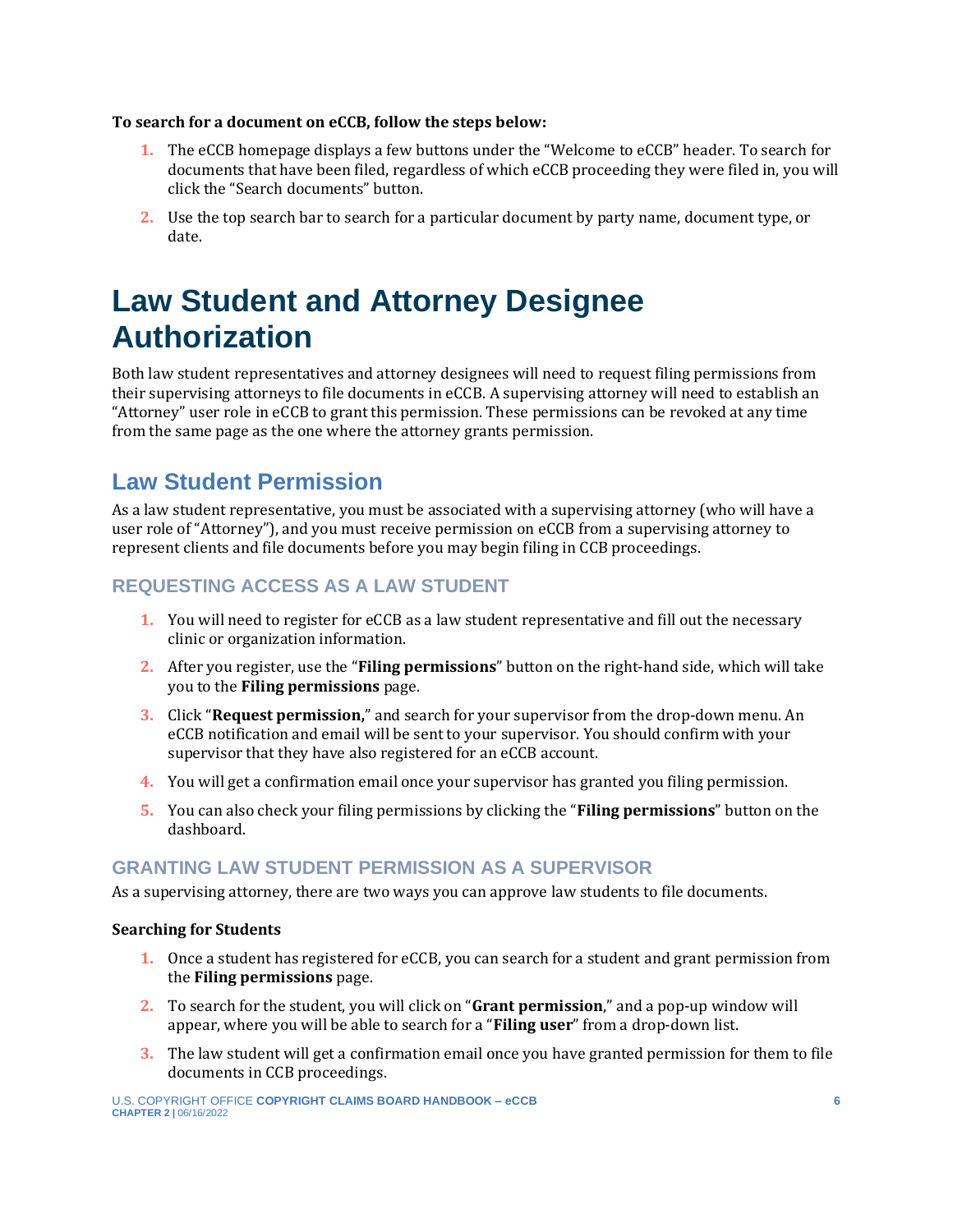**To search for a document on eCCB, follow the steps below:**

1. The eCCB homepage displays a few buttons under the "Welcome to eCCB" header. To search for documents that have been filed, regardless of which eCCB proceeding they were filed in, you will click the "Search documents" button.
2. Use the top search bar to search for a particular document by party name, document type, or date.

# Law Student and Attorney Designee Authorization

Both law student representatives and attorney designees will need to request filing permissions from their supervising attorneys to file documents in eCCB. A supervising attorney will need to establish an "Attorney" user role in eCCB to grant this permission. These permissions can be revoked at any time from the same page as the one where the attorney grants permission.

## Law Student Permission

As a law student representative, you must be associated with a supervising attorney (who will have a user role of "Attorney"), and you must receive permission on eCCB from a supervising attorney to represent clients and file documents before you may begin filing in CCB proceedings.

### REQUESTING ACCESS AS A LAW STUDENT

1. You will need to register for eCCB as a law student representative and fill out the necessary clinic or organization information.
2. After you register, use the "**Filing permissions**" button on the right-hand side, which will take you to the **Filing permissions** page.
3. Click "**Request permission,**" and search for your supervisor from the drop-down menu. An eCCB notification and email will be sent to your supervisor. You should confirm with your supervisor that they have also registered for an eCCB account.
4. You will get a confirmation email once your supervisor has granted you filing permission.
5. You can also check your filing permissions by clicking the "**Filing permissions**" button on the dashboard.

### GRANTING LAW STUDENT PERMISSION AS A SUPERVISOR

As a supervising attorney, there are two ways you can approve law students to file documents.

**Searching for Students**

1. Once a student has registered for eCCB, you can search for a student and grant permission from the **Filing permissions** page.
2. To search for the student, you will click on "**Grant permission**," and a pop-up window will appear, where you will be able to search for a "**Filing user**" from a drop-down list.
3. The law student will get a confirmation email once you have granted permission for them to file documents in CCB proceedings.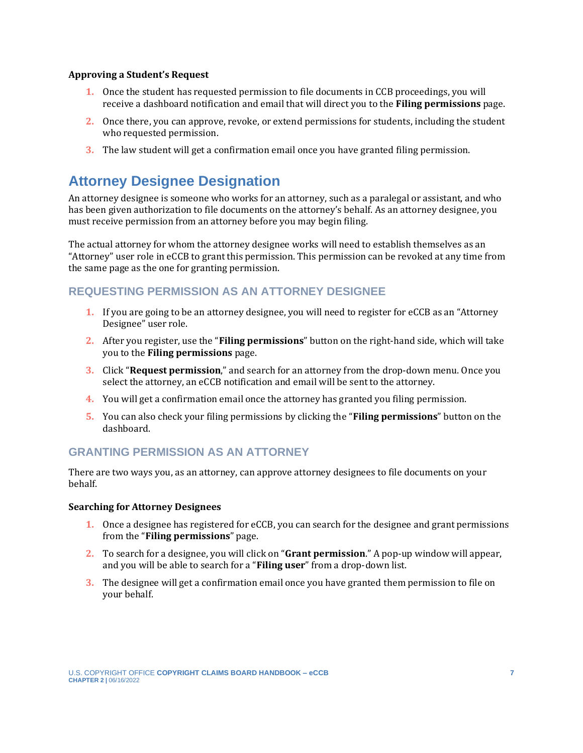**Approving a Student's Request**

1. Once the student has requested permission to file documents in CCB proceedings, you will receive a dashboard notification and email that will direct you to the **Filing permissions** page.
2. Once there, you can approve, revoke, or extend permissions for students, including the student who requested permission.
3. The law student will get a confirmation email once you have granted filing permission.

## Attorney Designee Designation

An attorney designee is someone who works for an attorney, such as a paralegal or assistant, and who has been given authorization to file documents on the attorney's behalf. As an attorney designee, you must receive permission from an attorney before you may begin filing.

The actual attorney for whom the attorney designee works will need to establish themselves as an "Attorney" user role in eCCB to grant this permission. This permission can be revoked at any time from the same page as the one for granting permission.

### REQUESTING PERMISSION AS AN ATTORNEY DESIGNEE

1. If you are going to be an attorney designee, you will need to register for eCCB as an "Attorney Designee" user role.
2. After you register, use the "**Filing permissions**" button on the right-hand side, which will take you to the **Filing permissions** page.
3. Click "**Request permission**," and search for an attorney from the drop-down menu. Once you select the attorney, an eCCB notification and email will be sent to the attorney.
4. You will get a confirmation email once the attorney has granted you filing permission.
5. You can also check your filing permissions by clicking the "**Filing permissions**" button on the dashboard.

### GRANTING PERMISSION AS AN ATTORNEY

There are two ways you, as an attorney, can approve attorney designees to file documents on your behalf.

**Searching for Attorney Designees**

1. Once a designee has registered for eCCB, you can search for the designee and grant permissions from the "**Filing permissions**" page.
2. To search for a designee, you will click on "**Grant permission**." A pop-up window will appear, and you will be able to search for a "**Filing user**" from a drop-down list.
3. The designee will get a confirmation email once you have granted them permission to file on your behalf.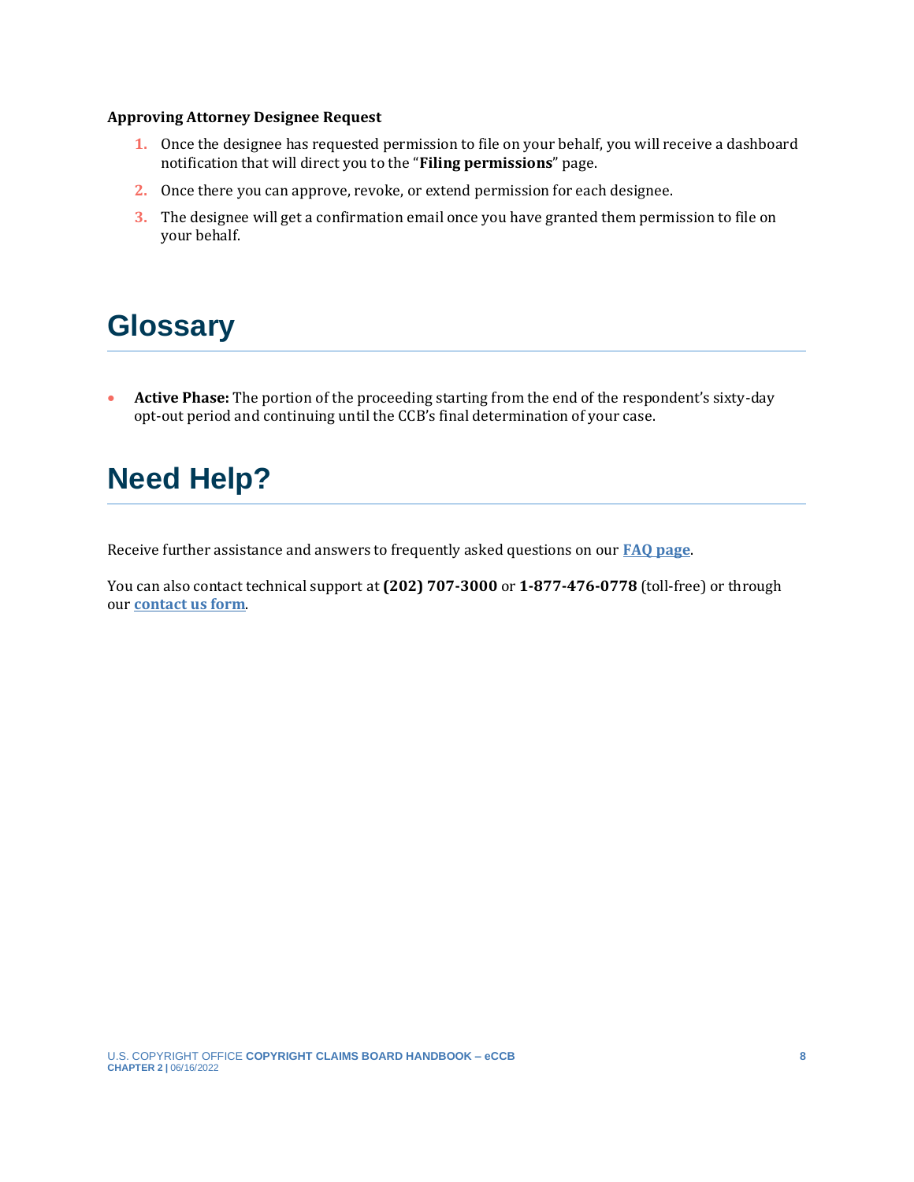**Approving Attorney Designee Request**

1. Once the designee has requested permission to file on your behalf, you will receive a dashboard notification that will direct you to the "**Filing permissions**" page.
2. Once there you can approve, revoke, or extend permission for each designee.
3. The designee will get a confirmation email once you have granted them permission to file on your behalf.

# Glossary

- **Active Phase:** The portion of the proceeding starting from the end of the respondent's sixty-day opt-out period and continuing until the CCB's final determination of your case.

# Need Help?

Receive further assistance and answers to frequently asked questions on our **FAQ page**.

You can also contact technical support at **(202) 707-3000** or **1-877-476-0778** (toll-free) or through our **contact us form**.